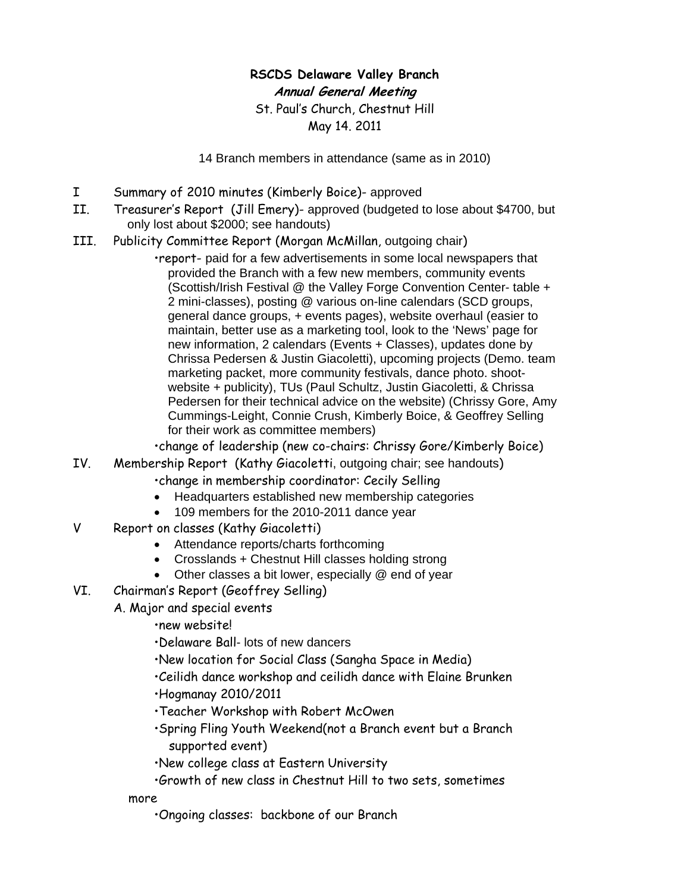**RSCDS Delaware Valley Branch**

***Annual General Meeting***

St. Paul's Church, Chestnut Hill

May 14. 2011

14 Branch members in attendance (same as in 2010)

I Summary of 2010 minutes (Kimberly Boice)- approved

II. Treasurer's Report (Jill Emery)- approved (budgeted to lose about $4700, but only lost about $2000; see handouts)

III. Publicity Committee Report (Morgan McMillan, outgoing chair)

- •report- paid for a few advertisements in some local newspapers that provided the Branch with a few new members, community events (Scottish/Irish Festival @ the Valley Forge Convention Center- table + 2 mini-classes), posting @ various on-line calendars (SCD groups, general dance groups, + events pages), website overhaul (easier to maintain, better use as a marketing tool, look to the 'News' page for new information, 2 calendars (Events + Classes), updates done by Chrissa Pedersen & Justin Giacoletti), upcoming projects (Demo. team marketing packet, more community festivals, dance photo. shoot- website + publicity), TUs (Paul Schultz, Justin Giacoletti, & Chrissa Pedersen for their technical advice on the website) (Chrissy Gore, Amy Cummings-Leight, Connie Crush, Kimberly Boice, & Geoffrey Selling for their work as committee members)
- •change of leadership (new co-chairs: Chrissy Gore/Kimberly Boice)

IV. Membership Report (Kathy Giacoletti, outgoing chair; see handouts)

- •change in membership coordinator: Cecily Selling
- Headquarters established new membership categories
- 109 members for the 2010-2011 dance year

V Report on classes (Kathy Giacoletti)

- Attendance reports/charts forthcoming
- Crosslands + Chestnut Hill classes holding strong
- Other classes a bit lower, especially @ end of year

VI. Chairman's Report (Geoffrey Selling)

A. Major and special events

- •new website!
- •Delaware Ball- lots of new dancers
- •New location for Social Class (Sangha Space in Media)
- •Ceilidh dance workshop and ceilidh dance with Elaine Brunken
- •Hogmanay 2010/2011
- •Teacher Workshop with Robert McOwen
- •Spring Fling Youth Weekend(not a Branch event but a Branch supported event)
- •New college class at Eastern University
- •Growth of new class in Chestnut Hill to two sets, sometimes more
- •Ongoing classes: backbone of our Branch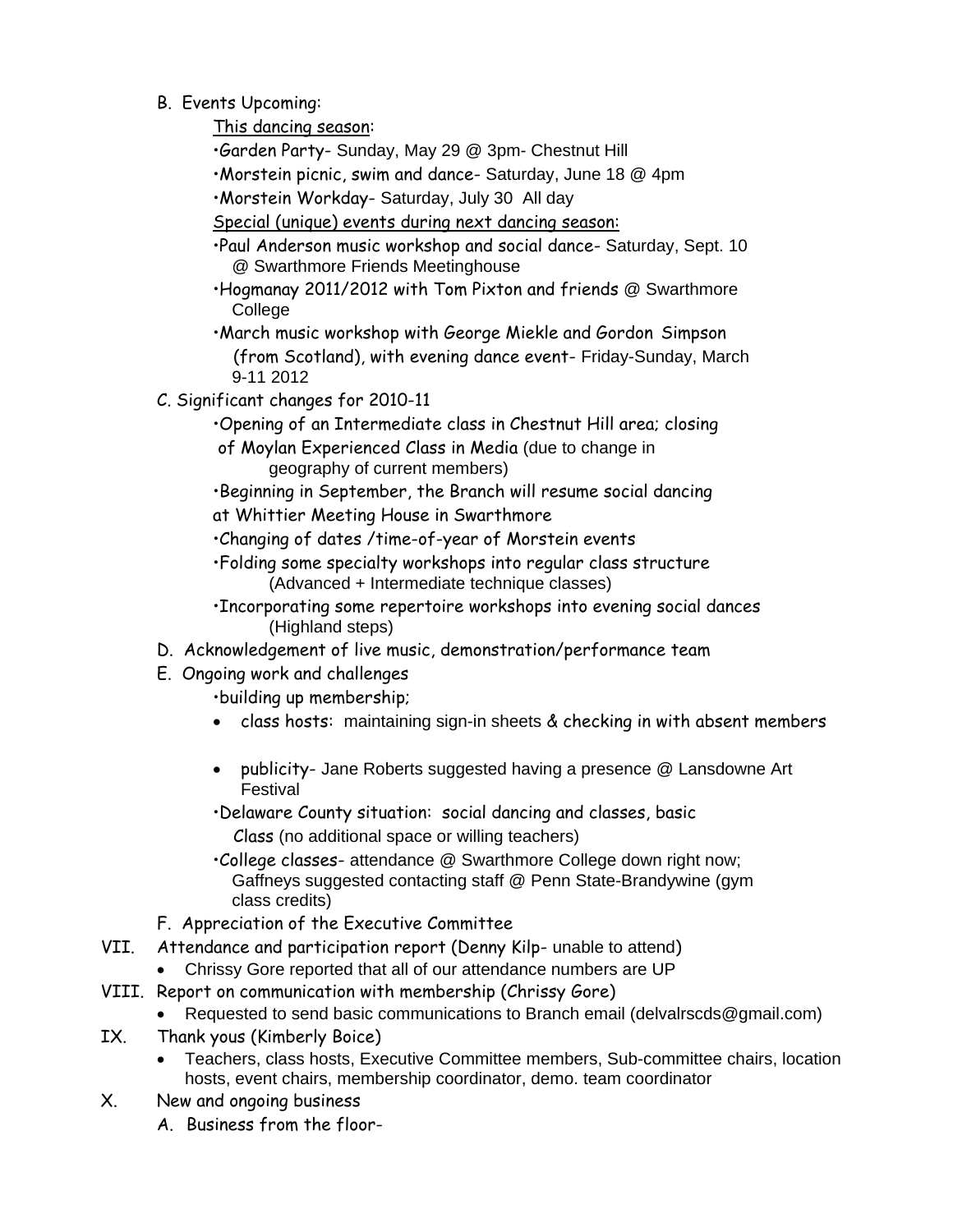B. Events Upcoming:

<u>This dancing season</u>:

- •Garden Party- Sunday, May 29 @ 3pm- Chestnut Hill
- •Morstein picnic, swim and dance- Saturday, June 18 @ 4pm
- •Morstein Workday- Saturday, July 30 All day

<u>Special (unique) events during next dancing season</u>:

- •Paul Anderson music workshop and social dance- Saturday, Sept. 10 @ Swarthmore Friends Meetinghouse
- •Hogmanay 2011/2012 with Tom Pixton and friends @ Swarthmore College
- •March music workshop with George Miekle and Gordon Simpson (from Scotland), with evening dance event- Friday-Sunday, March 9-11 2012

C. Significant changes for 2010-11

- •Opening of an Intermediate class in Chestnut Hill area; closing of Moylan Experienced Class in Media (due to change in geography of current members)
- •Beginning in September, the Branch will resume social dancing at Whittier Meeting House in Swarthmore
- •Changing of dates /time-of-year of Morstein events
- •Folding some specialty workshops into regular class structure (Advanced + Intermediate technique classes)
- •Incorporating some repertoire workshops into evening social dances (Highland steps)

D. Acknowledgement of live music, demonstration/performance team

E. Ongoing work and challenges

- •building up membership;
  - class hosts: maintaining sign-in sheets & checking in with absent members
  - publicity- Jane Roberts suggested having a presence @ Lansdowne Art Festival
- •Delaware County situation: social dancing and classes, basic Class (no additional space or willing teachers)
- •College classes- attendance @ Swarthmore College down right now; Gaffneys suggested contacting staff @ Penn State-Brandywine (gym class credits)

F. Appreciation of the Executive Committee

VII. Attendance and participation report (Denny Kilp- unable to attend)

- Chrissy Gore reported that all of our attendance numbers are UP

VIII. Report on communication with membership (Chrissy Gore)

- Requested to send basic communications to Branch email (delvalrscds@gmail.com)

IX. Thank yous (Kimberly Boice)

- Teachers, class hosts, Executive Committee members, Sub-committee chairs, location hosts, event chairs, membership coordinator, demo. team coordinator

X. New and ongoing business

A. Business from the floor-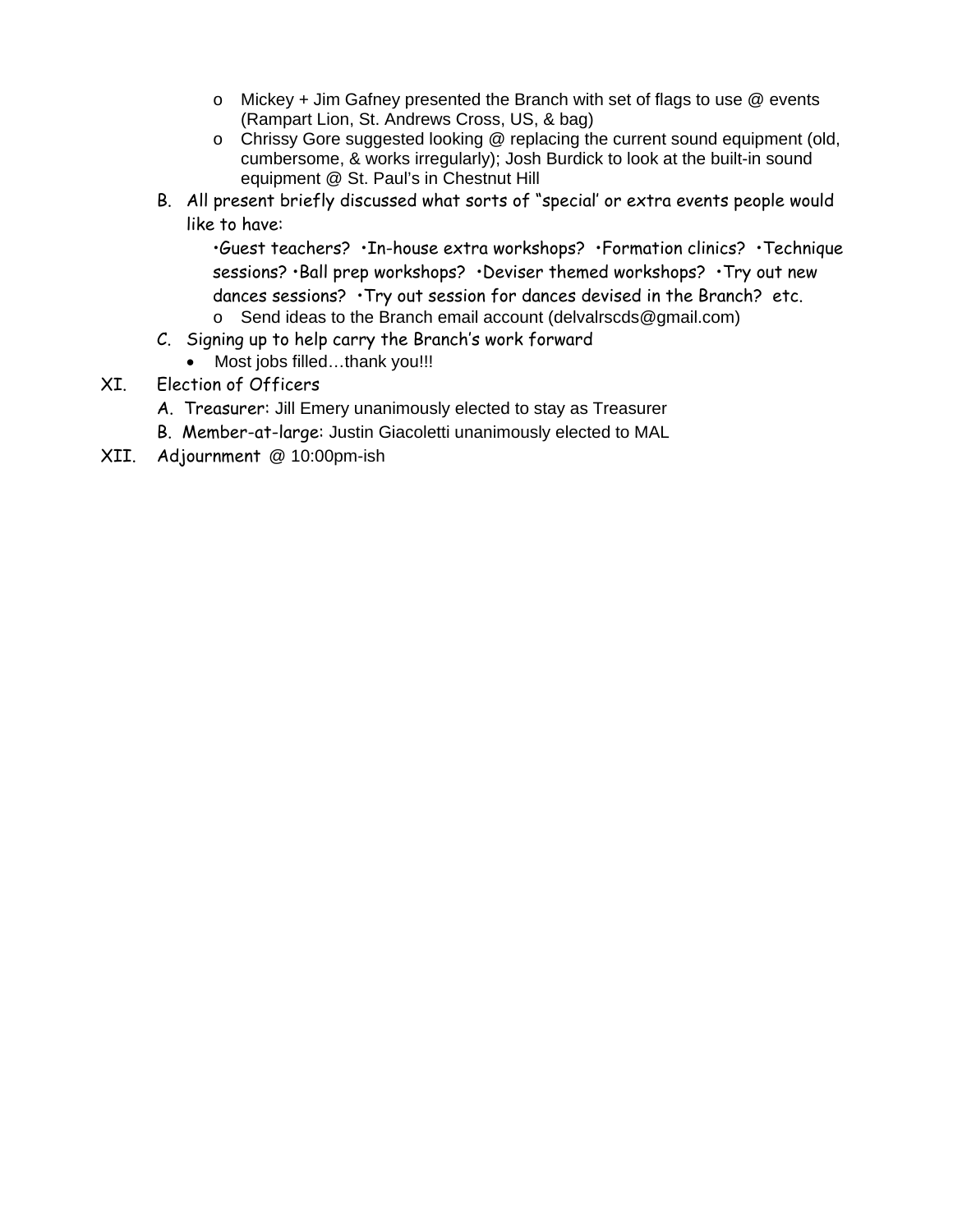- Mickey + Jim Gafney presented the Branch with set of flags to use @ events (Rampart Lion, St. Andrews Cross, US, & bag)
  - Chrissy Gore suggested looking @ replacing the current sound equipment (old, cumbersome, & works irregularly); Josh Burdick to look at the built-in sound equipment @ St. Paul's in Chestnut Hill

B. All present briefly discussed what sorts of "special' or extra events people would like to have:

   •Guest teachers? •In-house extra workshops? •Formation clinics? •Technique sessions? •Ball prep workshops? •Deviser themed workshops? •Try out new dances sessions? •Try out session for dances devised in the Branch? etc.

   - Send ideas to the Branch email account (delvalrscds@gmail.com)

C. Signing up to help carry the Branch's work forward

   - Most jobs filled…thank you!!!

XI. Election of Officers

   A. Treasurer: Jill Emery unanimously elected to stay as Treasurer

   B. Member-at-large: Justin Giacoletti unanimously elected to MAL

XII. Adjournment @ 10:00pm-ish